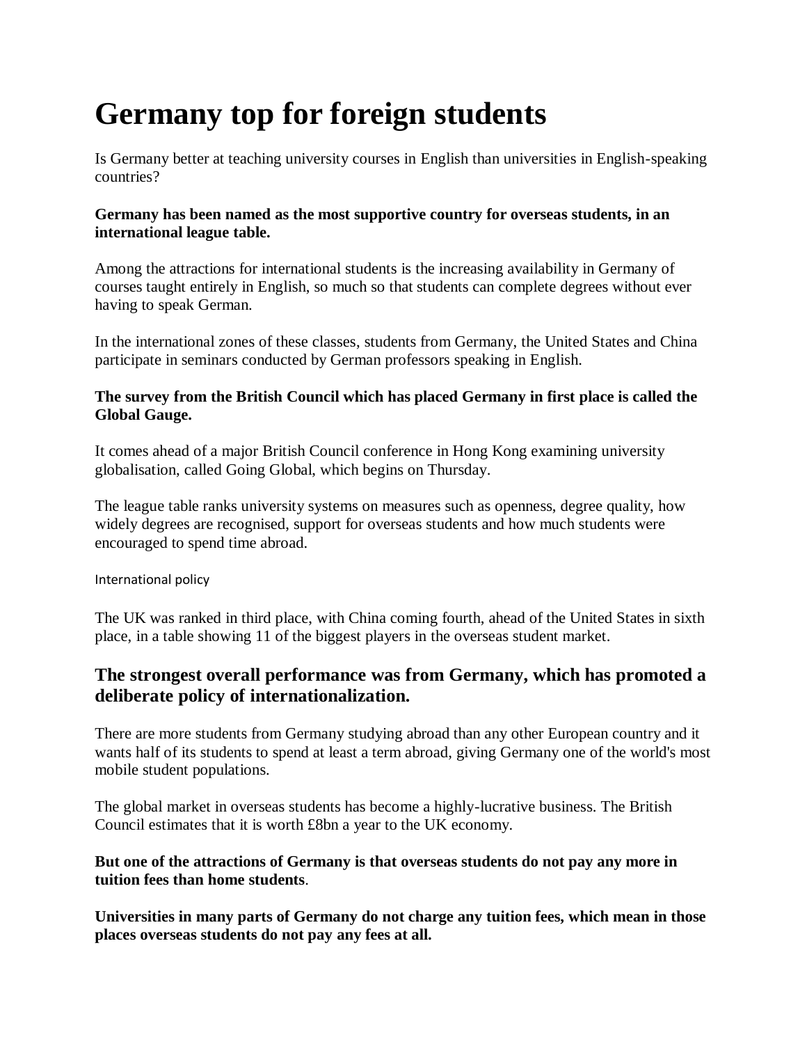# Germany top for foreign students

Is Germany better at teaching university courses in English than universities in English-speaking countries?

**Germany has been named as the most supportive country for overseas students, in an international league table.**

Among the attractions for international students is the increasing availability in Germany of courses taught entirely in English, so much so that students can complete degrees without ever having to speak German.

In the international zones of these classes, students from Germany, the United States and China participate in seminars conducted by German professors speaking in English.

**The survey from the British Council which has placed Germany in first place is called the Global Gauge.**

It comes ahead of a major British Council conference in Hong Kong examining university globalisation, called Going Global, which begins on Thursday.

The league table ranks university systems on measures such as openness, degree quality, how widely degrees are recognised, support for overseas students and how much students were encouraged to spend time abroad.

International policy

The UK was ranked in third place, with China coming fourth, ahead of the United States in sixth place, in a table showing 11 of the biggest players in the overseas student market.

## The strongest overall performance was from Germany, which has promoted a deliberate policy of internationalization.

There are more students from Germany studying abroad than any other European country and it wants half of its students to spend at least a term abroad, giving Germany one of the world's most mobile student populations.

The global market in overseas students has become a highly-lucrative business. The British Council estimates that it is worth £8bn a year to the UK economy.

**But one of the attractions of Germany is that overseas students do not pay any more in tuition fees than home students**.

**Universities in many parts of Germany do not charge any tuition fees, which mean in those places overseas students do not pay any fees at all.**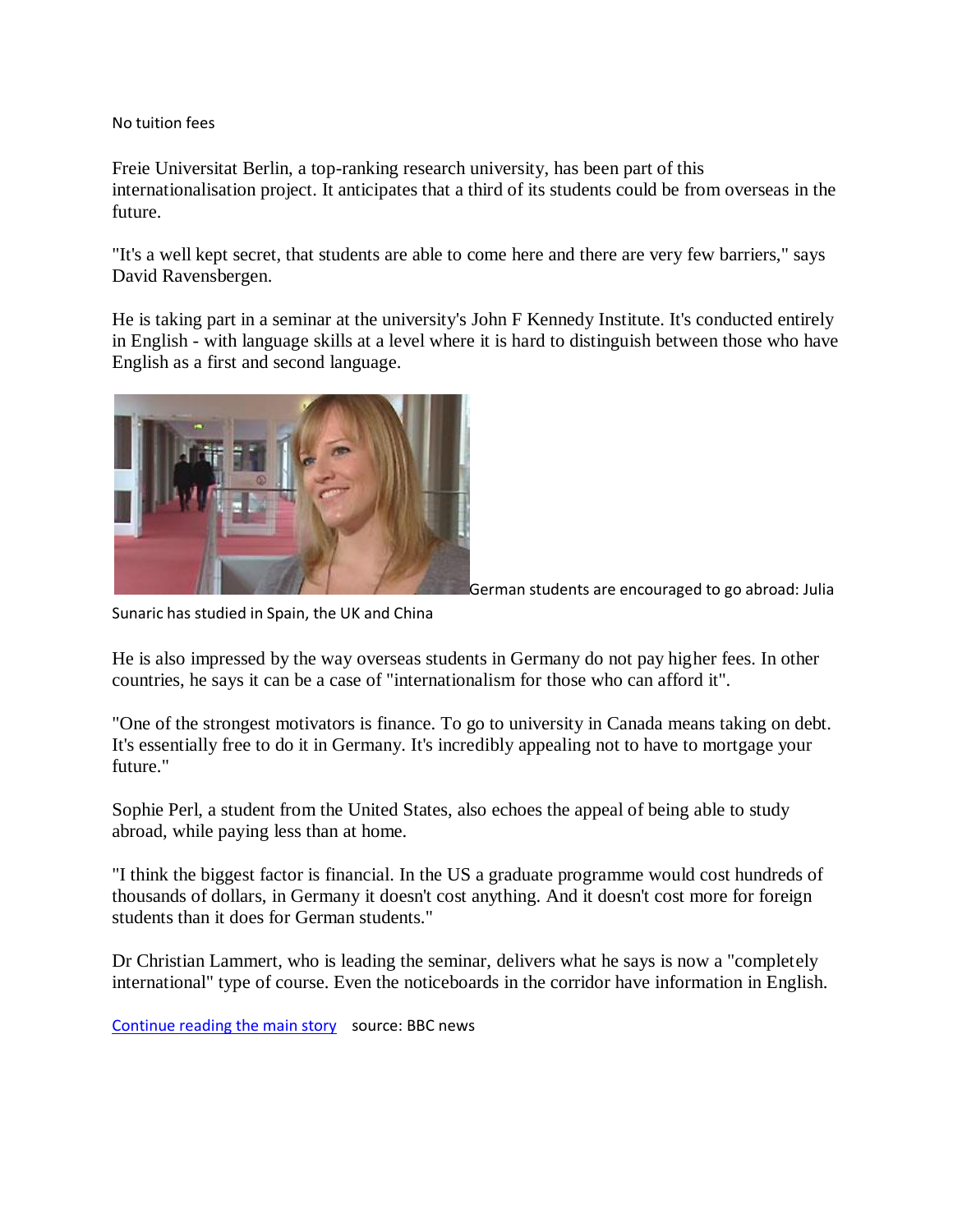No tuition fees

Freie Universitat Berlin, a top-ranking research university, has been part of this internationalisation project. It anticipates that a third of its students could be from overseas in the future.

"It's a well kept secret, that students are able to come here and there are very few barriers," says David Ravensbergen.

He is taking part in a seminar at the university's John F Kennedy Institute. It's conducted entirely in English - with language skills at a level where it is hard to distinguish between those who have English as a first and second language.

German students are encouraged to go abroad: Julia Sunaric has studied in Spain, the UK and China

He is also impressed by the way overseas students in Germany do not pay higher fees. In other countries, he says it can be a case of "internationalism for those who can afford it".

"One of the strongest motivators is finance. To go to university in Canada means taking on debt. It's essentially free to do it in Germany. It's incredibly appealing not to have to mortgage your future."

Sophie Perl, a student from the United States, also echoes the appeal of being able to study abroad, while paying less than at home.

"I think the biggest factor is financial. In the US a graduate programme would cost hundreds of thousands of dollars, in Germany it doesn't cost anything. And it doesn't cost more for foreign students than it does for German students."

Dr Christian Lammert, who is leading the seminar, delivers what he says is now a "completely international" type of course. Even the noticeboards in the corridor have information in English.

Continue reading the main story source: BBC news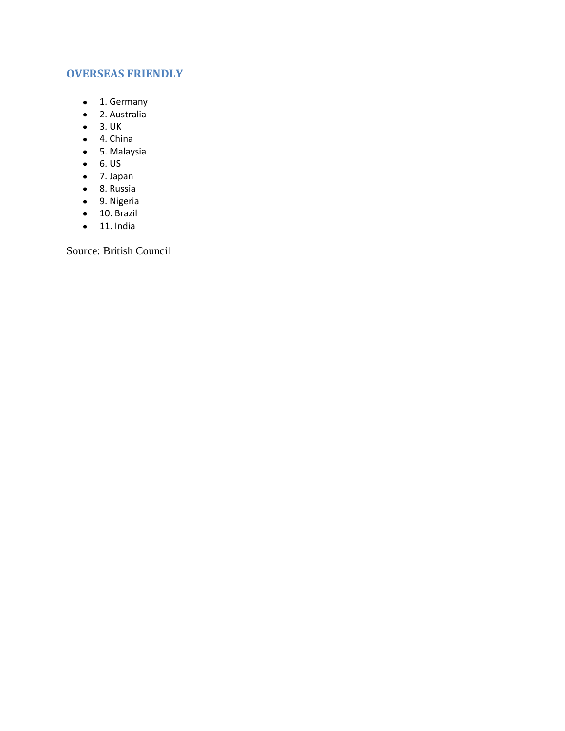## OVERSEAS FRIENDLY

- 1. Germany
- 2. Australia
- 3. UK
- 4. China
- 5. Malaysia
- 6. US
- 7. Japan
- 8. Russia
- 9. Nigeria
- 10. Brazil
- 11. India

Source: British Council